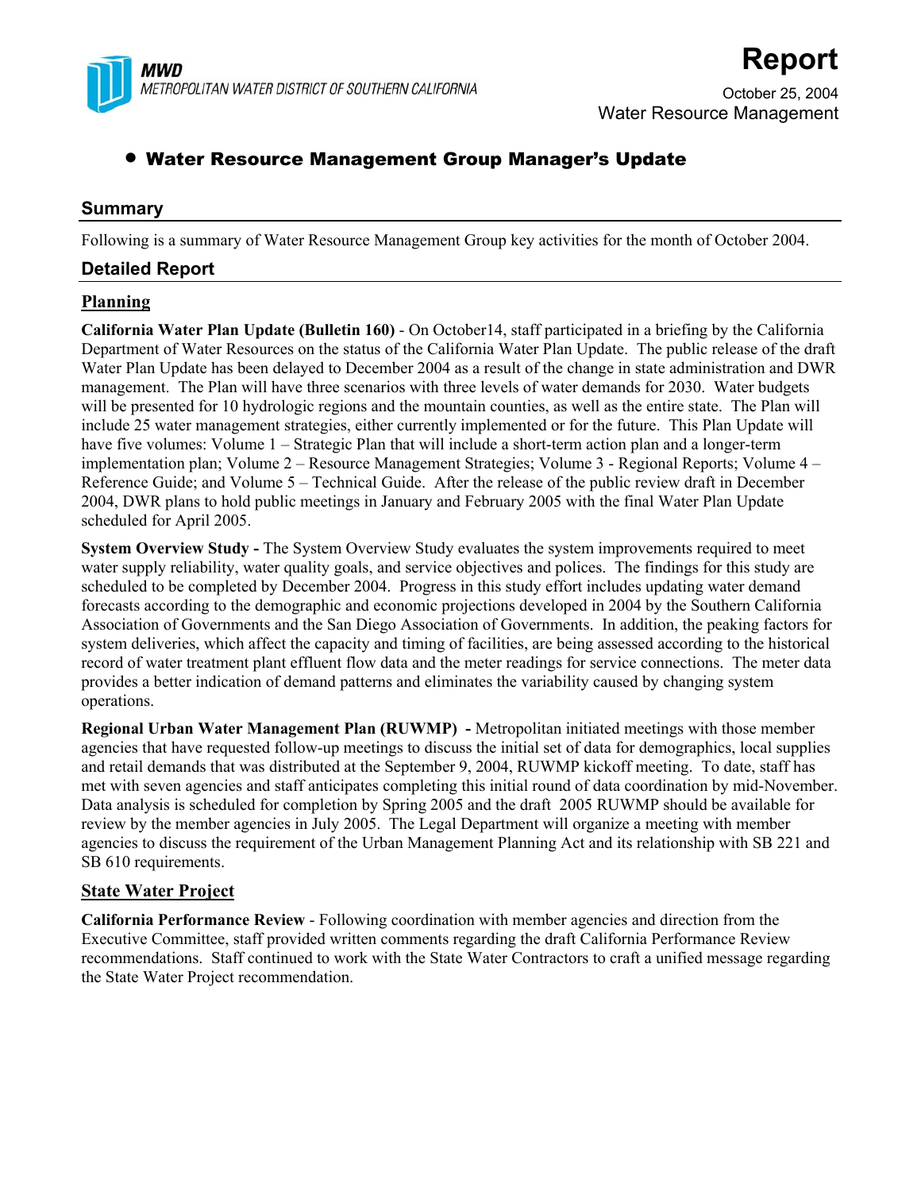MWD
METROPOLITAN WATER DISTRICT OF SOUTHERN CALIFORNIA

# Report

October 25, 2004
Water Resource Management

## • Water Resource Management Group Manager's Update

### Summary

Following is a summary of Water Resource Management Group key activities for the month of October 2004.

### Detailed Report

#### Planning

**California Water Plan Update (Bulletin 160)** - On October14, staff participated in a briefing by the California Department of Water Resources on the status of the California Water Plan Update. The public release of the draft Water Plan Update has been delayed to December 2004 as a result of the change in state administration and DWR management. The Plan will have three scenarios with three levels of water demands for 2030. Water budgets will be presented for 10 hydrologic regions and the mountain counties, as well as the entire state. The Plan will include 25 water management strategies, either currently implemented or for the future. This Plan Update will have five volumes: Volume 1 – Strategic Plan that will include a short-term action plan and a longer-term implementation plan; Volume 2 – Resource Management Strategies; Volume 3 - Regional Reports; Volume 4 – Reference Guide; and Volume 5 – Technical Guide. After the release of the public review draft in December 2004, DWR plans to hold public meetings in January and February 2005 with the final Water Plan Update scheduled for April 2005.

**System Overview Study -** The System Overview Study evaluates the system improvements required to meet water supply reliability, water quality goals, and service objectives and polices. The findings for this study are scheduled to be completed by December 2004. Progress in this study effort includes updating water demand forecasts according to the demographic and economic projections developed in 2004 by the Southern California Association of Governments and the San Diego Association of Governments. In addition, the peaking factors for system deliveries, which affect the capacity and timing of facilities, are being assessed according to the historical record of water treatment plant effluent flow data and the meter readings for service connections. The meter data provides a better indication of demand patterns and eliminates the variability caused by changing system operations.

**Regional Urban Water Management Plan (RUWMP) -** Metropolitan initiated meetings with those member agencies that have requested follow-up meetings to discuss the initial set of data for demographics, local supplies and retail demands that was distributed at the September 9, 2004, RUWMP kickoff meeting. To date, staff has met with seven agencies and staff anticipates completing this initial round of data coordination by mid-November. Data analysis is scheduled for completion by Spring 2005 and the draft 2005 RUWMP should be available for review by the member agencies in July 2005. The Legal Department will organize a meeting with member agencies to discuss the requirement of the Urban Management Planning Act and its relationship with SB 221 and SB 610 requirements.

#### State Water Project

**California Performance Review** - Following coordination with member agencies and direction from the Executive Committee, staff provided written comments regarding the draft California Performance Review recommendations. Staff continued to work with the State Water Contractors to craft a unified message regarding the State Water Project recommendation.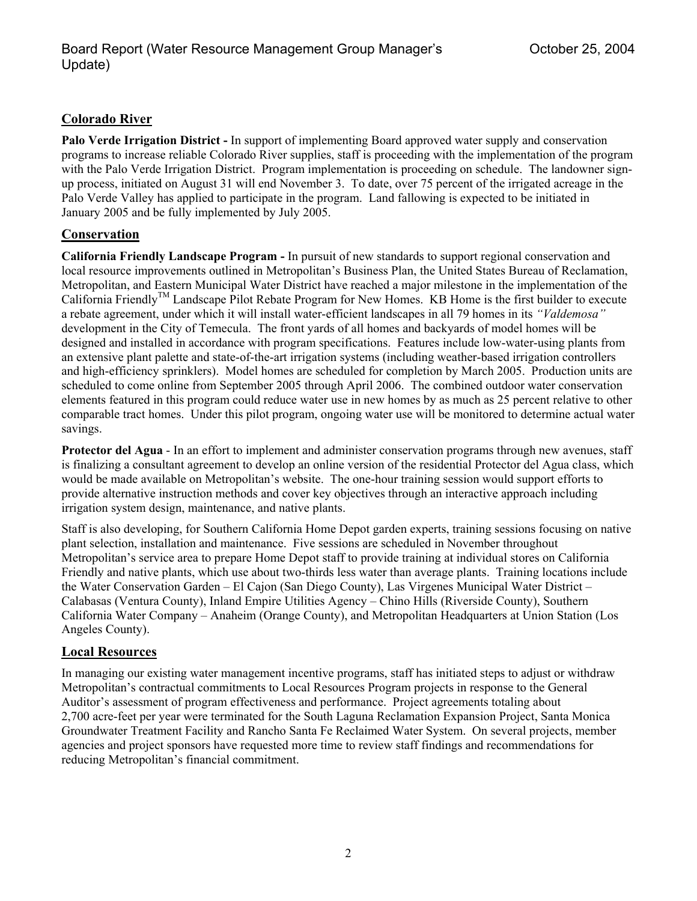## Colorado River

**Palo Verde Irrigation District -** In support of implementing Board approved water supply and conservation programs to increase reliable Colorado River supplies, staff is proceeding with the implementation of the program with the Palo Verde Irrigation District. Program implementation is proceeding on schedule. The landowner sign-up process, initiated on August 31 will end November 3. To date, over 75 percent of the irrigated acreage in the Palo Verde Valley has applied to participate in the program. Land fallowing is expected to be initiated in January 2005 and be fully implemented by July 2005.

## Conservation

**California Friendly Landscape Program -** In pursuit of new standards to support regional conservation and local resource improvements outlined in Metropolitan's Business Plan, the United States Bureau of Reclamation, Metropolitan, and Eastern Municipal Water District have reached a major milestone in the implementation of the California Friendly™ Landscape Pilot Rebate Program for New Homes. KB Home is the first builder to execute a rebate agreement, under which it will install water-efficient landscapes in all 79 homes in its *"Valdemosa"* development in the City of Temecula. The front yards of all homes and backyards of model homes will be designed and installed in accordance with program specifications. Features include low-water-using plants from an extensive plant palette and state-of-the-art irrigation systems (including weather-based irrigation controllers and high-efficiency sprinklers). Model homes are scheduled for completion by March 2005. Production units are scheduled to come online from September 2005 through April 2006. The combined outdoor water conservation elements featured in this program could reduce water use in new homes by as much as 25 percent relative to other comparable tract homes. Under this pilot program, ongoing water use will be monitored to determine actual water savings.

**Protector del Agua** - In an effort to implement and administer conservation programs through new avenues, staff is finalizing a consultant agreement to develop an online version of the residential Protector del Agua class, which would be made available on Metropolitan's website. The one-hour training session would support efforts to provide alternative instruction methods and cover key objectives through an interactive approach including irrigation system design, maintenance, and native plants.

Staff is also developing, for Southern California Home Depot garden experts, training sessions focusing on native plant selection, installation and maintenance. Five sessions are scheduled in November throughout Metropolitan's service area to prepare Home Depot staff to provide training at individual stores on California Friendly and native plants, which use about two-thirds less water than average plants. Training locations include the Water Conservation Garden – El Cajon (San Diego County), Las Virgenes Municipal Water District – Calabasas (Ventura County), Inland Empire Utilities Agency – Chino Hills (Riverside County), Southern California Water Company – Anaheim (Orange County), and Metropolitan Headquarters at Union Station (Los Angeles County).

## Local Resources

In managing our existing water management incentive programs, staff has initiated steps to adjust or withdraw Metropolitan's contractual commitments to Local Resources Program projects in response to the General Auditor's assessment of program effectiveness and performance. Project agreements totaling about 2,700 acre-feet per year were terminated for the South Laguna Reclamation Expansion Project, Santa Monica Groundwater Treatment Facility and Rancho Santa Fe Reclaimed Water System. On several projects, member agencies and project sponsors have requested more time to review staff findings and recommendations for reducing Metropolitan's financial commitment.